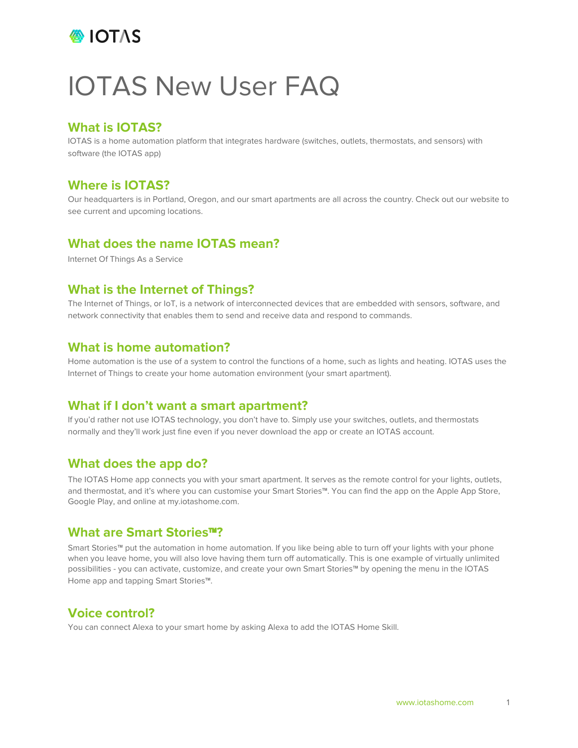IOTAS

# IOTAS New User FAQ

## What is IOTAS?

IOTAS is a home automation platform that integrates hardware (switches, outlets, thermostats, and sensors) with software (the IOTAS app)

## Where is IOTAS?

Our headquarters is in Portland, Oregon, and our smart apartments are all across the country. Check out our website to see current and upcoming locations.

## What does the name IOTAS mean?

Internet Of Things As a Service

## What is the Internet of Things?

The Internet of Things, or IoT, is a network of interconnected devices that are embedded with sensors, software, and network connectivity that enables them to send and receive data and respond to commands.

## What is home automation?

Home automation is the use of a system to control the functions of a home, such as lights and heating. IOTAS uses the Internet of Things to create your home automation environment (your smart apartment).

## What if I don't want a smart apartment?

If you'd rather not use IOTAS technology, you don't have to. Simply use your switches, outlets, and thermostats normally and they'll work just fine even if you never download the app or create an IOTAS account.

## What does the app do?

The IOTAS Home app connects you with your smart apartment. It serves as the remote control for your lights, outlets, and thermostat, and it's where you can customise your Smart Stories™. You can find the app on the Apple App Store, Google Play, and online at my.iotashome.com.

## What are Smart Stories™?

Smart Stories™ put the automation in home automation. If you like being able to turn off your lights with your phone when you leave home, you will also love having them turn off automatically. This is one example of virtually unlimited possibilities - you can activate, customize, and create your own Smart Stories™ by opening the menu in the IOTAS Home app and tapping Smart Stories™.

## Voice control?

You can connect Alexa to your smart home by asking Alexa to add the IOTAS Home Skill.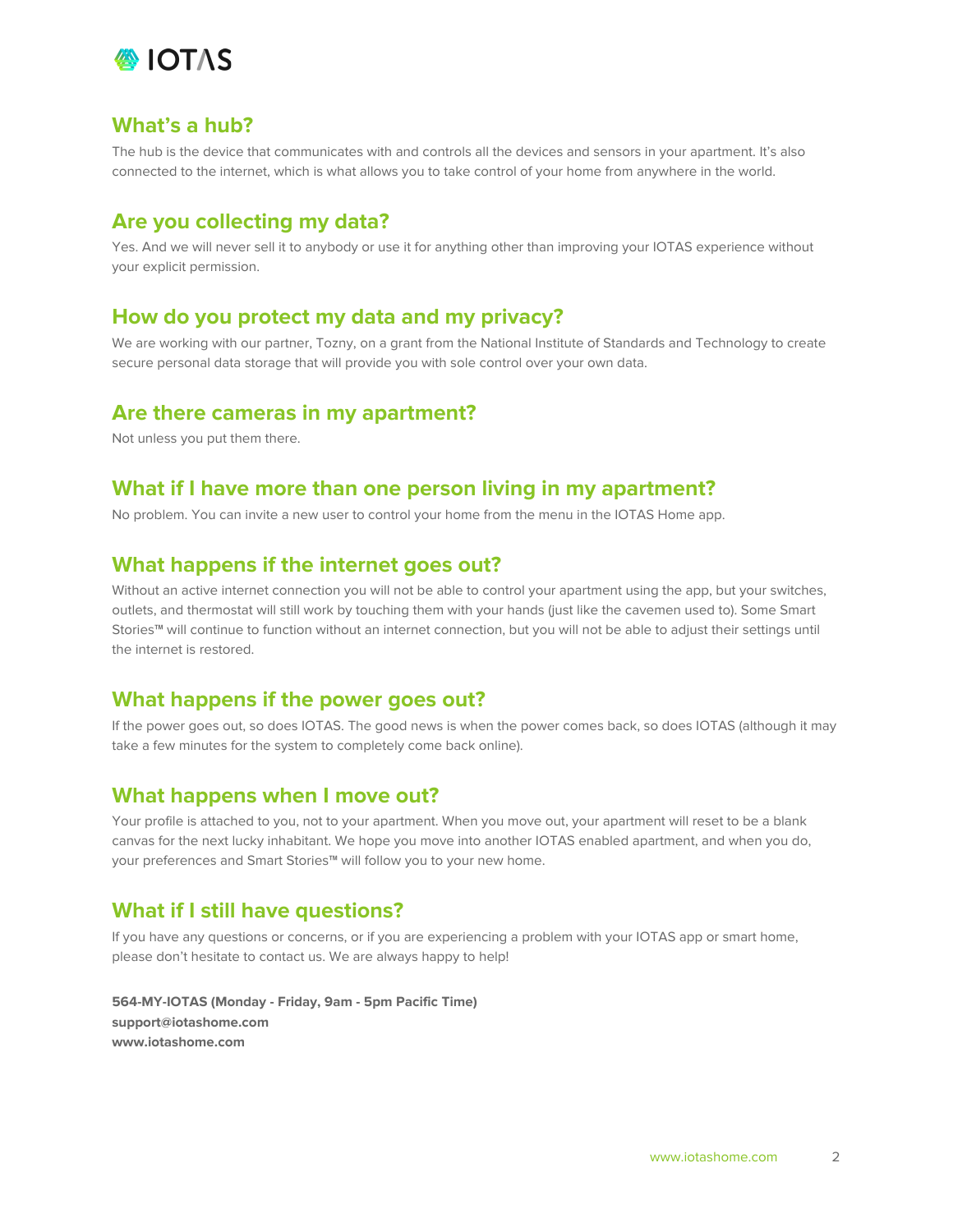IOTAS

## What's a hub?

The hub is the device that communicates with and controls all the devices and sensors in your apartment. It's also connected to the internet, which is what allows you to take control of your home from anywhere in the world.

## Are you collecting my data?

Yes. And we will never sell it to anybody or use it for anything other than improving your IOTAS experience without your explicit permission.

## How do you protect my data and my privacy?

We are working with our partner, Tozny, on a grant from the National Institute of Standards and Technology to create secure personal data storage that will provide you with sole control over your own data.

## Are there cameras in my apartment?

Not unless you put them there.

## What if I have more than one person living in my apartment?

No problem. You can invite a new user to control your home from the menu in the IOTAS Home app.

## What happens if the internet goes out?

Without an active internet connection you will not be able to control your apartment using the app, but your switches, outlets, and thermostat will still work by touching them with your hands (just like the cavemen used to). Some Smart Stories™ will continue to function without an internet connection, but you will not be able to adjust their settings until the internet is restored.

## What happens if the power goes out?

If the power goes out, so does IOTAS. The good news is when the power comes back, so does IOTAS (although it may take a few minutes for the system to completely come back online).

## What happens when I move out?

Your profile is attached to you, not to your apartment. When you move out, your apartment will reset to be a blank canvas for the next lucky inhabitant. We hope you move into another IOTAS enabled apartment, and when you do, your preferences and Smart Stories™ will follow you to your new home.

## What if I still have questions?

If you have any questions or concerns, or if you are experiencing a problem with your IOTAS app or smart home, please don't hesitate to contact us. We are always happy to help!

**564-MY-IOTAS (Monday - Friday, 9am - 5pm Pacific Time)**
**support@iotashome.com**
**www.iotashome.com**